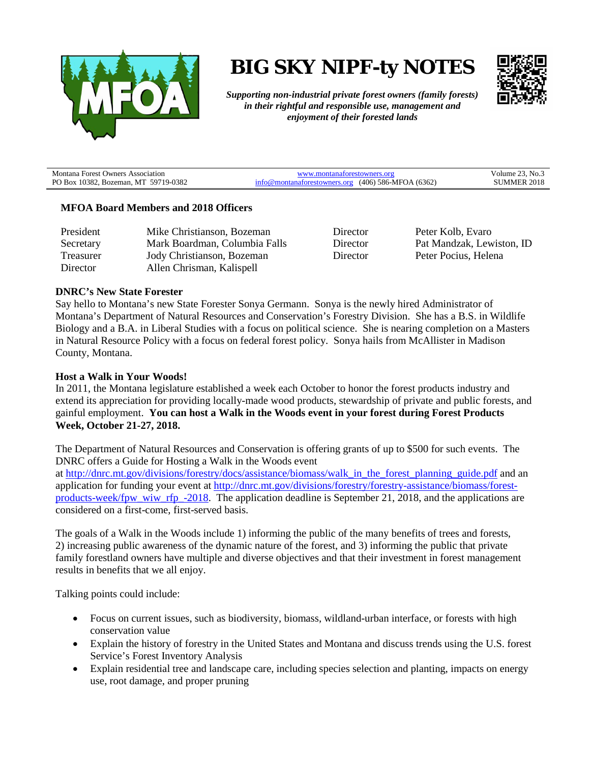# BIG SKY NIPF-ty NOTES

*Supporting non-industrial private forest owners (family forests) in their rightful and responsible use, management and enjoyment of their forested lands*

| Montana Forest Owners Association<br>PO Box 10382, Bozeman, MT 59719-0382 | www.montanaforestowners.org<br>info@montanaforestowners.org (406) 586-MFOA (6362) | Volume 23, No.3<br>SUMMER 2018 |
|---|---|---|

**MFOA Board Members and 2018 Officers**

| | | | |
|---|---|---|---|
| President | Mike Christianson, Bozeman | Director | Peter Kolb, Evaro |
| Secretary | Mark Boardman, Columbia Falls | Director | Pat Mandzak, Lewiston, ID |
| Treasurer | Jody Christianson, Bozeman | Director | Peter Pocius, Helena |
| Director | Allen Chrisman, Kalispell | | |

**DNRC's New State Forester**

Say hello to Montana's new State Forester Sonya Germann. Sonya is the newly hired Administrator of Montana's Department of Natural Resources and Conservation's Forestry Division. She has a B.S. in Wildlife Biology and a B.A. in Liberal Studies with a focus on political science. She is nearing completion on a Masters in Natural Resource Policy with a focus on federal forest policy. Sonya hails from McAllister in Madison County, Montana.

**Host a Walk in Your Woods!**

In 2011, the Montana legislature established a week each October to honor the forest products industry and extend its appreciation for providing locally-made wood products, stewardship of private and public forests, and gainful employment. **You can host a Walk in the Woods event in your forest during Forest Products Week, October 21-27, 2018.**

The Department of Natural Resources and Conservation is offering grants of up to $500 for such events. The DNRC offers a Guide for Hosting a Walk in the Woods event at http://dnrc.mt.gov/divisions/forestry/docs/assistance/biomass/walk_in_the_forest_planning_guide.pdf and an application for funding your event at http://dnrc.mt.gov/divisions/forestry/forestry-assistance/biomass/forest-products-week/fpw_wiw_rfp_-2018. The application deadline is September 21, 2018, and the applications are considered on a first-come, first-served basis.

The goals of a Walk in the Woods include 1) informing the public of the many benefits of trees and forests, 2) increasing public awareness of the dynamic nature of the forest, and 3) informing the public that private family forestland owners have multiple and diverse objectives and that their investment in forest management results in benefits that we all enjoy.

Talking points could include:

- Focus on current issues, such as biodiversity, biomass, wildland-urban interface, or forests with high conservation value
- Explain the history of forestry in the United States and Montana and discuss trends using the U.S. forest Service's Forest Inventory Analysis
- Explain residential tree and landscape care, including species selection and planting, impacts on energy use, root damage, and proper pruning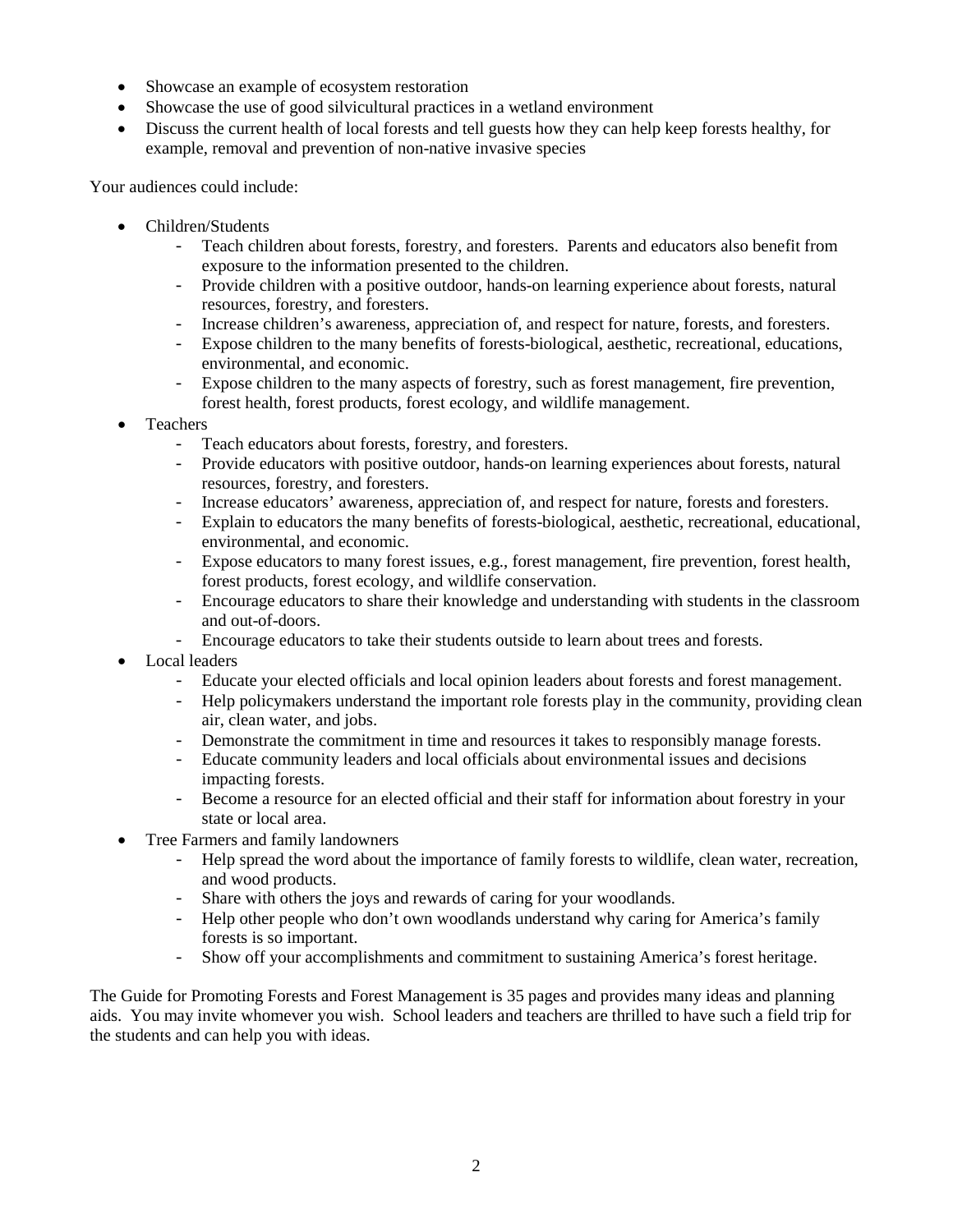- Showcase an example of ecosystem restoration
- Showcase the use of good silvicultural practices in a wetland environment
- Discuss the current health of local forests and tell guests how they can help keep forests healthy, for example, removal and prevention of non-native invasive species

Your audiences could include:

- Children/Students
  - Teach children about forests, forestry, and foresters. Parents and educators also benefit from exposure to the information presented to the children.
  - Provide children with a positive outdoor, hands-on learning experience about forests, natural resources, forestry, and foresters.
  - Increase children's awareness, appreciation of, and respect for nature, forests, and foresters.
  - Expose children to the many benefits of forests-biological, aesthetic, recreational, educations, environmental, and economic.
  - Expose children to the many aspects of forestry, such as forest management, fire prevention, forest health, forest products, forest ecology, and wildlife management.
- Teachers
  - Teach educators about forests, forestry, and foresters.
  - Provide educators with positive outdoor, hands-on learning experiences about forests, natural resources, forestry, and foresters.
  - Increase educators' awareness, appreciation of, and respect for nature, forests and foresters.
  - Explain to educators the many benefits of forests-biological, aesthetic, recreational, educational, environmental, and economic.
  - Expose educators to many forest issues, e.g., forest management, fire prevention, forest health, forest products, forest ecology, and wildlife conservation.
  - Encourage educators to share their knowledge and understanding with students in the classroom and out-of-doors.
  - Encourage educators to take their students outside to learn about trees and forests.
- Local leaders
  - Educate your elected officials and local opinion leaders about forests and forest management.
  - Help policymakers understand the important role forests play in the community, providing clean air, clean water, and jobs.
  - Demonstrate the commitment in time and resources it takes to responsibly manage forests.
  - Educate community leaders and local officials about environmental issues and decisions impacting forests.
  - Become a resource for an elected official and their staff for information about forestry in your state or local area.
- Tree Farmers and family landowners
  - Help spread the word about the importance of family forests to wildlife, clean water, recreation, and wood products.
  - Share with others the joys and rewards of caring for your woodlands.
  - Help other people who don't own woodlands understand why caring for America's family forests is so important.
  - Show off your accomplishments and commitment to sustaining America's forest heritage.

The Guide for Promoting Forests and Forest Management is 35 pages and provides many ideas and planning aids. You may invite whomever you wish. School leaders and teachers are thrilled to have such a field trip for the students and can help you with ideas.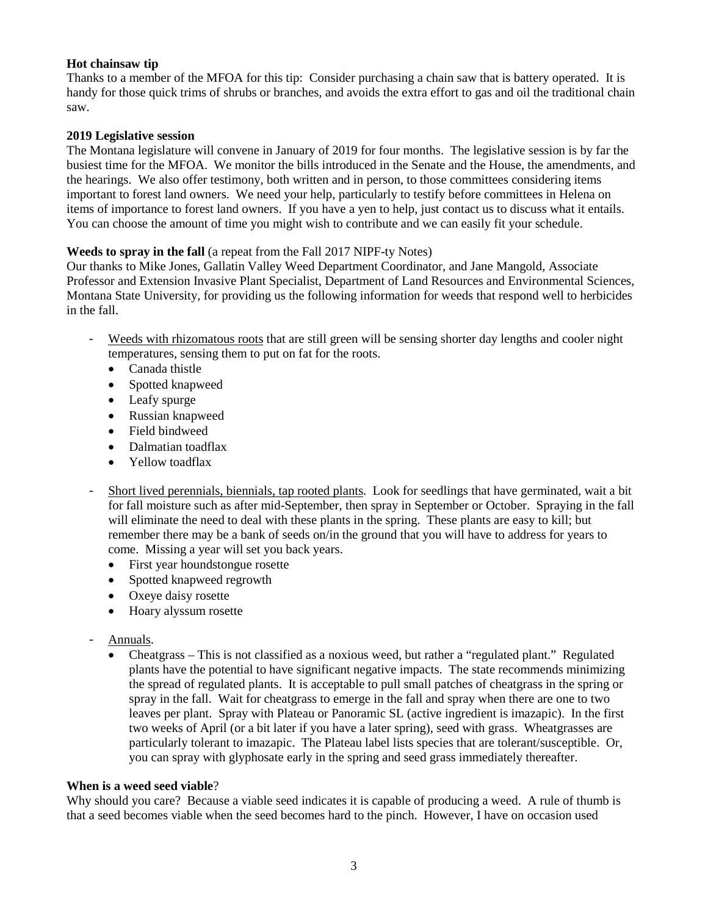**Hot chainsaw tip**

Thanks to a member of the MFOA for this tip: Consider purchasing a chain saw that is battery operated. It is handy for those quick trims of shrubs or branches, and avoids the extra effort to gas and oil the traditional chain saw.

**2019 Legislative session**

The Montana legislature will convene in January of 2019 for four months. The legislative session is by far the busiest time for the MFOA. We monitor the bills introduced in the Senate and the House, the amendments, and the hearings. We also offer testimony, both written and in person, to those committees considering items important to forest land owners. We need your help, particularly to testify before committees in Helena on items of importance to forest land owners. If you have a yen to help, just contact us to discuss what it entails. You can choose the amount of time you might wish to contribute and we can easily fit your schedule.

**Weeds to spray in the fall** (a repeat from the Fall 2017 NIPF-ty Notes)

Our thanks to Mike Jones, Gallatin Valley Weed Department Coordinator, and Jane Mangold, Associate Professor and Extension Invasive Plant Specialist, Department of Land Resources and Environmental Sciences, Montana State University, for providing us the following information for weeds that respond well to herbicides in the fall.

- Weeds with rhizomatous roots that are still green will be sensing shorter day lengths and cooler night temperatures, sensing them to put on fat for the roots.
    - Canada thistle
    - Spotted knapweed
    - Leafy spurge
    - Russian knapweed
    - Field bindweed
    - Dalmatian toadflax
    - Yellow toadflax

- Short lived perennials, biennials, tap rooted plants. Look for seedlings that have germinated, wait a bit for fall moisture such as after mid-September, then spray in September or October. Spraying in the fall will eliminate the need to deal with these plants in the spring. These plants are easy to kill; but remember there may be a bank of seeds on/in the ground that you will have to address for years to come. Missing a year will set you back years.
    - First year houndstongue rosette
    - Spotted knapweed regrowth
    - Oxeye daisy rosette
    - Hoary alyssum rosette

- Annuals.
    - Cheatgrass – This is not classified as a noxious weed, but rather a "regulated plant." Regulated plants have the potential to have significant negative impacts. The state recommends minimizing the spread of regulated plants. It is acceptable to pull small patches of cheatgrass in the spring or spray in the fall. Wait for cheatgrass to emerge in the fall and spray when there are one to two leaves per plant. Spray with Plateau or Panoramic SL (active ingredient is imazapic). In the first two weeks of April (or a bit later if you have a later spring), seed with grass. Wheatgrasses are particularly tolerant to imazapic. The Plateau label lists species that are tolerant/susceptible. Or, you can spray with glyphosate early in the spring and seed grass immediately thereafter.

**When is a weed seed viable**?

Why should you care? Because a viable seed indicates it is capable of producing a weed. A rule of thumb is that a seed becomes viable when the seed becomes hard to the pinch. However, I have on occasion used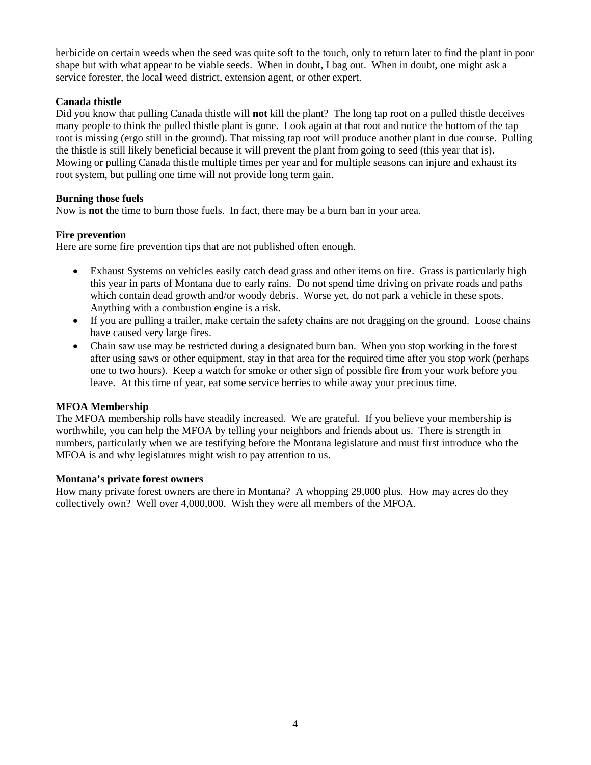herbicide on certain weeds when the seed was quite soft to the touch, only to return later to find the plant in poor shape but with what appear to be viable seeds. When in doubt, I bag out. When in doubt, one might ask a service forester, the local weed district, extension agent, or other expert.

**Canada thistle**

Did you know that pulling Canada thistle will **not** kill the plant? The long tap root on a pulled thistle deceives many people to think the pulled thistle plant is gone. Look again at that root and notice the bottom of the tap root is missing (ergo still in the ground). That missing tap root will produce another plant in due course. Pulling the thistle is still likely beneficial because it will prevent the plant from going to seed (this year that is). Mowing or pulling Canada thistle multiple times per year and for multiple seasons can injure and exhaust its root system, but pulling one time will not provide long term gain.

**Burning those fuels**

Now is **not** the time to burn those fuels. In fact, there may be a burn ban in your area.

**Fire prevention**

Here are some fire prevention tips that are not published often enough.

- Exhaust Systems on vehicles easily catch dead grass and other items on fire. Grass is particularly high this year in parts of Montana due to early rains. Do not spend time driving on private roads and paths which contain dead growth and/or woody debris. Worse yet, do not park a vehicle in these spots. Anything with a combustion engine is a risk.
- If you are pulling a trailer, make certain the safety chains are not dragging on the ground. Loose chains have caused very large fires.
- Chain saw use may be restricted during a designated burn ban. When you stop working in the forest after using saws or other equipment, stay in that area for the required time after you stop work (perhaps one to two hours). Keep a watch for smoke or other sign of possible fire from your work before you leave. At this time of year, eat some service berries to while away your precious time.

**MFOA Membership**

The MFOA membership rolls have steadily increased. We are grateful. If you believe your membership is worthwhile, you can help the MFOA by telling your neighbors and friends about us. There is strength in numbers, particularly when we are testifying before the Montana legislature and must first introduce who the MFOA is and why legislatures might wish to pay attention to us.

**Montana's private forest owners**

How many private forest owners are there in Montana? A whopping 29,000 plus. How may acres do they collectively own? Well over 4,000,000. Wish they were all members of the MFOA.